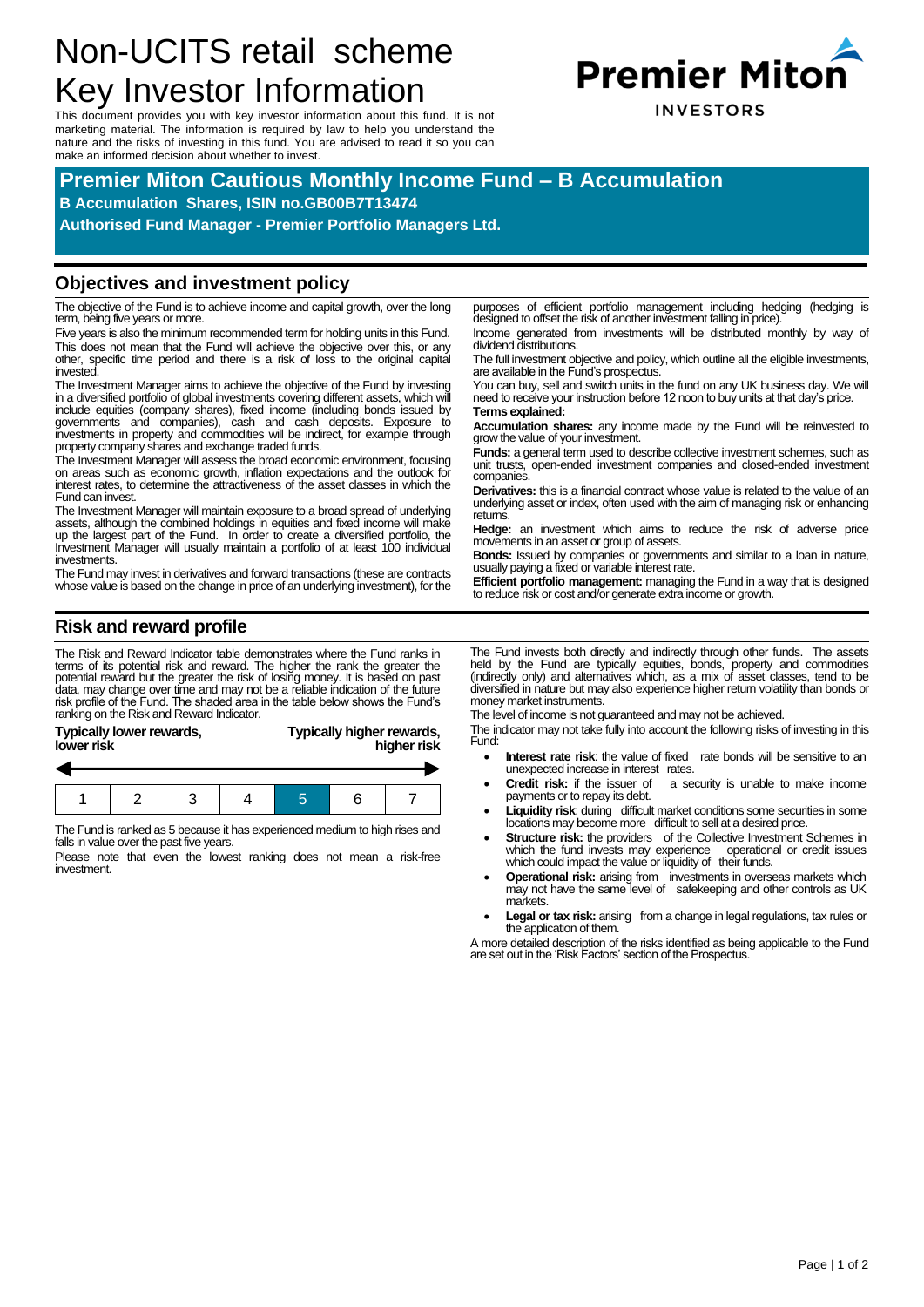# Non-UCITS retail scheme Key Investor Information

This document provides you with key investor information about this fund. It is not marketing material. The information is required by law to help you understand the nature and the risks of investing in this fund. You are advised to read it so you can make an informed decision about whether to invest.

Premier Miton INVESTORS

## Premier Miton Cautious Monthly Income Fund – B Accumulation

**B Accumulation Shares, ISIN no.GB00B7T13474**

**Authorised Fund Manager - Premier Portfolio Managers Ltd.**

## Objectives and investment policy

The objective of the Fund is to achieve income and capital growth, over the long term, being five years or more.

Five years is also the minimum recommended term for holding units in this Fund. This does not mean that the Fund will achieve the objective over this, or any other, specific time period and there is a risk of loss to the original capital invested.

The Investment Manager aims to achieve the objective of the Fund by investing in a diversified portfolio of global investments covering different assets, which will include equities (company shares), fixed income (including bonds issued by governments and companies), cash and cash deposits. Exposure to investments in property and commodities will be indirect, for example through property company shares and exchange traded funds.

The Investment Manager will assess the broad economic environment, focusing on areas such as economic growth, inflation expectations and the outlook for interest rates, to determine the attractiveness of the asset classes in which the Fund can invest.

The Investment Manager will maintain exposure to a broad spread of underlying assets, although the combined holdings in equities and fixed income will make up the largest part of the Fund. In order to create a diversified portfolio, the Investment Manager will usually maintain a portfolio of at least 100 individual investments.

The Fund may invest in derivatives and forward transactions (these are contracts whose value is based on the change in price of an underlying investment), for the purposes of efficient portfolio management including hedging (hedging is designed to offset the risk of another investment falling in price).

Income generated from investments will be distributed monthly by way of dividend distributions.

The full investment objective and policy, which outline all the eligible investments, are available in the Fund's prospectus.

You can buy, sell and switch units in the fund on any UK business day. We will need to receive your instruction before 12 noon to buy units at that day's price.

**Terms explained:**

**Accumulation shares:** any income made by the Fund will be reinvested to grow the value of your investment.

**Funds:** a general term used to describe collective investment schemes, such as unit trusts, open-ended investment companies and closed-ended investment companies.

**Derivatives:** this is a financial contract whose value is related to the value of an underlying asset or index, often used with the aim of managing risk or enhancing returns.

**Hedge:** an investment which aims to reduce the risk of adverse price movements in an asset or group of assets.

**Bonds:** Issued by companies or governments and similar to a loan in nature, usually paying a fixed or variable interest rate.

**Efficient portfolio management:** managing the Fund in a way that is designed to reduce risk or cost and/or generate extra income or growth.

## Risk and reward profile

The Risk and Reward Indicator table demonstrates where the Fund ranks in terms of its potential risk and reward. The higher the rank the greater the potential reward but the greater the risk of losing money. It is based on past data, may change over time and may not be a reliable indication of the future risk profile of the Fund. The shaded area in the table below shows the Fund's ranking on the Risk and Reward Indicator.

**Typically lower rewards, lower risk** — **Typically higher rewards, higher risk**

| 1 | 2 | 3 | 4 | **5** | 6 | 7 |
|---|---|---|---|---|---|---|

The Fund is ranked as 5 because it has experienced medium to high rises and falls in value over the past five years.

Please note that even the lowest ranking does not mean a risk-free investment.

The Fund invests both directly and indirectly through other funds. The assets held by the Fund are typically equities, bonds, property and commodities (indirectly only) and alternatives which, as a mix of asset classes, tend to be diversified in nature but may also experience higher return volatility than bonds or money market instruments.

The level of income is not guaranteed and may not be achieved.

The indicator may not take fully into account the following risks of investing in this Fund:

- **Interest rate risk**: the value of fixed rate bonds will be sensitive to an unexpected increase in interest rates.
- **Credit risk:** if the issuer of a security is unable to make income payments or to repay its debt.
- **Liquidity risk**: during difficult market conditions some securities in some locations may become more difficult to sell at a desired price.
- **Structure risk:** the providers of the Collective Investment Schemes in which the fund invests may experience operational or credit issues which could impact the value or liquidity of their funds.
- **Operational risk:** arising from investments in overseas markets which may not have the same level of safekeeping and other controls as UK markets.
- **Legal or tax risk:** arising from a change in legal regulations, tax rules or the application of them.

A more detailed description of the risks identified as being applicable to the Fund are set out in the 'Risk Factors' section of the Prospectus.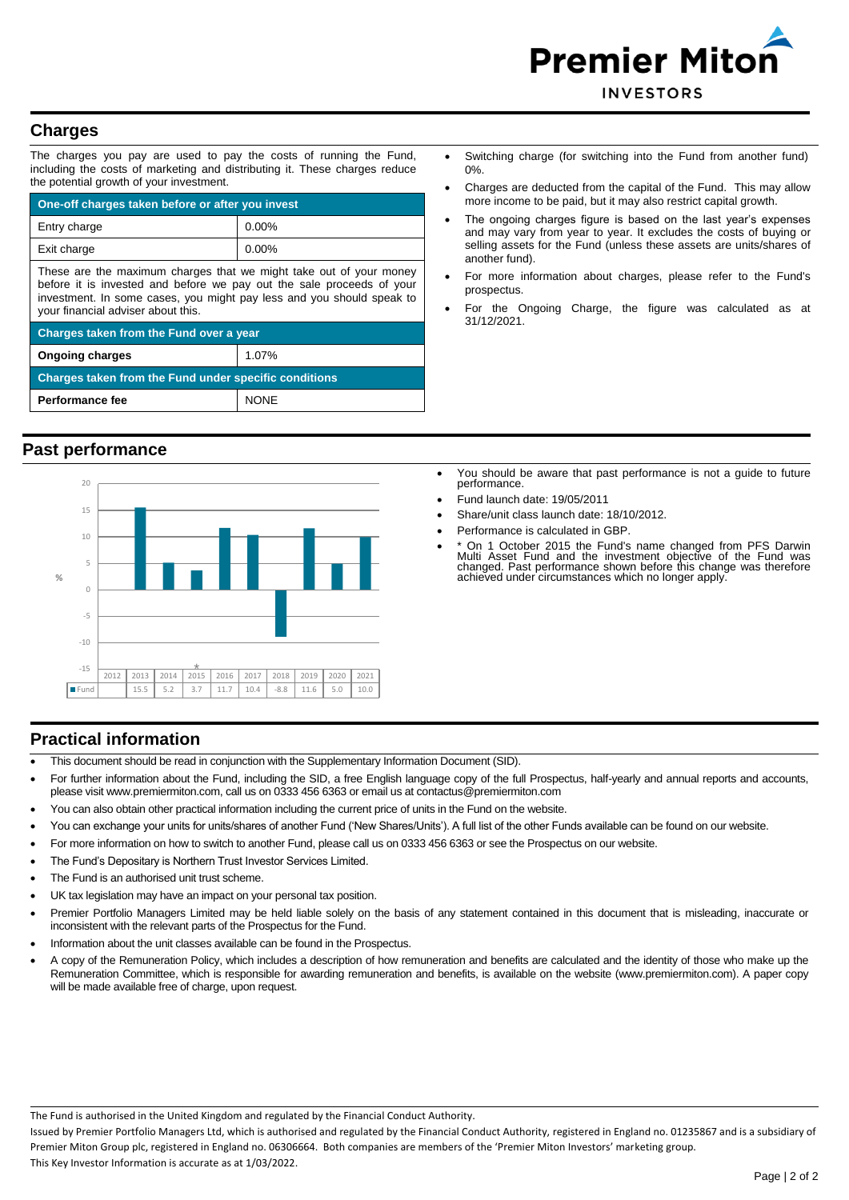## Charges

The charges you pay are used to pay the costs of running the Fund, including the costs of marketing and distributing it. These charges reduce the potential growth of your investment.

| One-off charges taken before or after you invest | |
|---|---|
| Entry charge | 0.00% |
| Exit charge | 0.00% |
| These are the maximum charges that we might take out of your money before it is invested and before we pay out the sale proceeds of your investment. In some cases, you might pay less and you should speak to your financial adviser about this. | |
| **Charges taken from the Fund over a year** | |
| **Ongoing charges** | 1.07% |
| **Charges taken from the Fund under specific conditions** | |
| **Performance fee** | NONE |

- Switching charge (for switching into the Fund from another fund) 0%.
- Charges are deducted from the capital of the Fund. This may allow more income to be paid, but it may also restrict capital growth.
- The ongoing charges figure is based on the last year's expenses and may vary from year to year. It excludes the costs of buying or selling assets for the Fund (unless these assets are units/shares of another fund).
- For more information about charges, please refer to the Fund's prospectus.
- For the Ongoing Charge, the figure was calculated as at 31/12/2021.

## Past performance

%
20
15
10
5
0
-5
-10
-15

2012 2013 2014 2015* 2016 2017 2018 2019 2020 2021
Fund 15.5 5.2 3.7 11.7 10.4 -8.8 11.6 5.0 10.0

- You should be aware that past performance is not a guide to future performance.
- Fund launch date: 19/05/2011
- Share/unit class launch date: 18/10/2012.
- Performance is calculated in GBP.
- * On 1 October 2015 the Fund's name changed from PFS Darwin Multi Asset Fund and the investment objective of the Fund was changed. Past performance shown before this change was therefore achieved under circumstances which no longer apply.

## Practical information

- This document should be read in conjunction with the Supplementary Information Document (SID).
- For further information about the Fund, including the SID, a free English language copy of the full Prospectus, half-yearly and annual reports and accounts, please visit www.premiermiton.com, call us on 0333 456 6363 or email us at contactus@premiermiton.com
- You can also obtain other practical information including the current price of units in the Fund on the website.
- You can exchange your units for units/shares of another Fund ('New Shares/Units'). A full list of the other Funds available can be found on our website.
- For more information on how to switch to another Fund, please call us on 0333 456 6363 or see the Prospectus on our website.
- The Fund's Depositary is Northern Trust Investor Services Limited.
- The Fund is an authorised unit trust scheme.
- UK tax legislation may have an impact on your personal tax position.
- Premier Portfolio Managers Limited may be held liable solely on the basis of any statement contained in this document that is misleading, inaccurate or inconsistent with the relevant parts of the Prospectus for the Fund.
- Information about the unit classes available can be found in the Prospectus.
- A copy of the Remuneration Policy, which includes a description of how remuneration and benefits are calculated and the identity of those who make up the Remuneration Committee, which is responsible for awarding remuneration and benefits, is available on the website (www.premiermiton.com). A paper copy will be made available free of charge, upon request.

The Fund is authorised in the United Kingdom and regulated by the Financial Conduct Authority.

Issued by Premier Portfolio Managers Ltd, which is authorised and regulated by the Financial Conduct Authority, registered in England no. 01235867 and is a subsidiary of Premier Miton Group plc, registered in England no. 06306664. Both companies are members of the 'Premier Miton Investors' marketing group.

This Key Investor Information is accurate as at 1/03/2022.